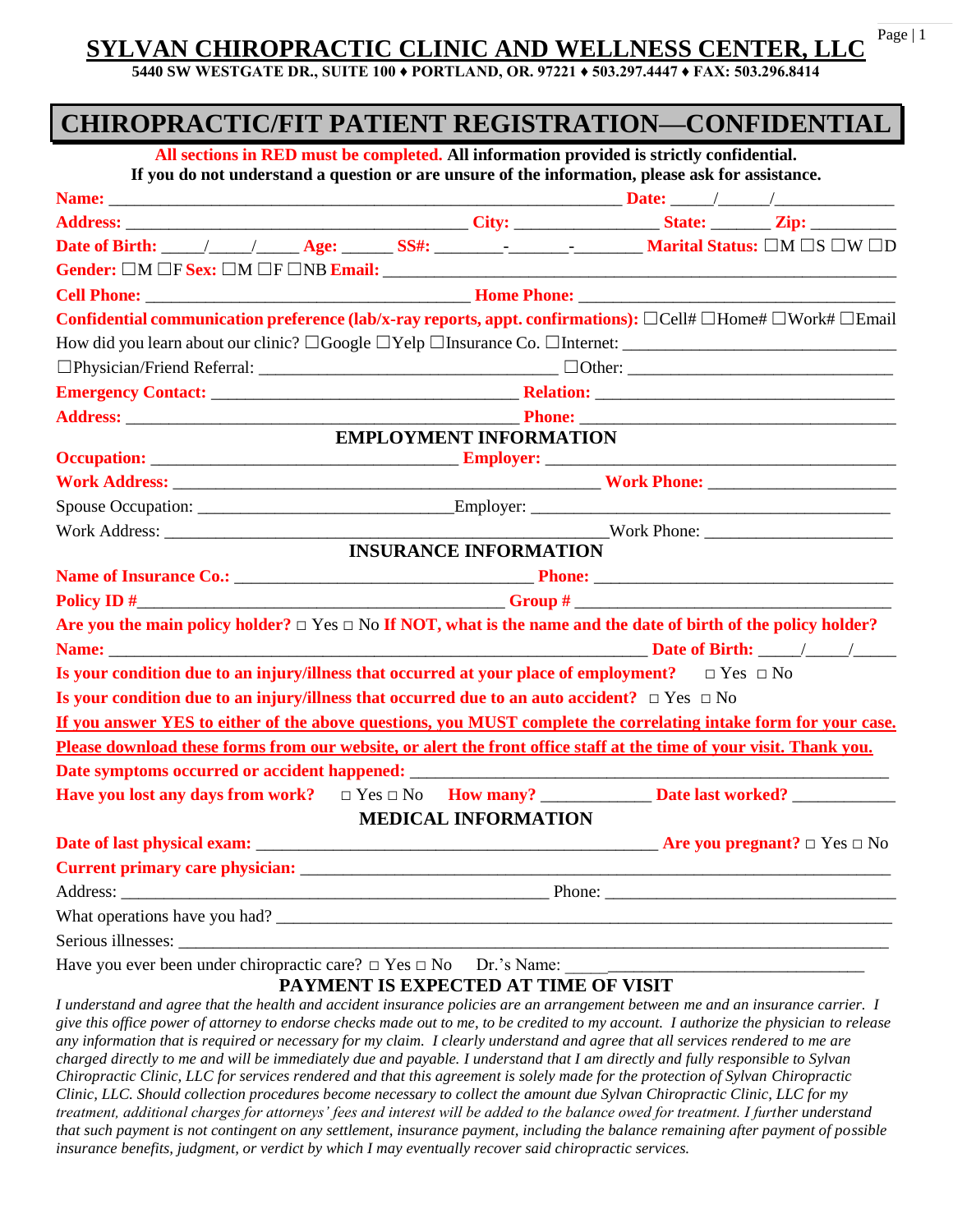# SYLVAN CHIROPRACTIC CLINIC AND WELLNESS CENTER, LLC

**5440 SW WESTGATE DR., SUITE 100 ♦ PORTLAND, OR. 97221 ♦ 503.297.4447 ♦ FAX: 503.296.8414**

## CHIROPRACTIC/FIT PATIENT REGISTRATION—CONFIDENTIAL

**All sections in RED must be completed. All information provided is strictly confidential.**
**If you do not understand a question or are unsure of the information, please ask for assistance.**

**Name:** ____________________________________________ **Date:** _____/______/______________

**Address:** ______________________________ **City:** ________________ **State:** _______ **Zip:** __________

**Date of Birth:** _____/_____/_____ **Age:** ______ **SS#:** ________-_______-________ **Marital Status:** ☐M ☐S ☐W ☐D

**Gender:** ☐M ☐F **Sex:** ☐M ☐F ☐NB **Email:** ____________________________________________

**Cell Phone:** ______________________________ **Home Phone:** ______________________________

**Confidential communication preference (lab/x-ray reports, appt. confirmations):** ☐Cell# ☐Home# ☐Work# ☐Email

How did you learn about our clinic? ☐Google ☐Yelp ☐Insurance Co. ☐Internet: ______________________________

☐Physician/Friend Referral: ______________________________ ☐Other: ______________________________

**Emergency Contact:** ______________________________ **Relation:** ______________________________

**Address:** ______________________________ **Phone:** ______________________________

### EMPLOYMENT INFORMATION

**Occupation:** ______________________________ **Employer:** ______________________________

**Work Address:** ______________________________ **Work Phone:** ______________________

Spouse Occupation: ______________________________Employer: ______________________________

Work Address: ______________________________Work Phone: ______________________

### INSURANCE INFORMATION

**Name of Insurance Co.:** ______________________________ **Phone:** ______________________________

**Policy ID #**______________________________ **Group #** ______________________________

**Are you the main policy holder?** □ Yes □ No **If NOT, what is the name and the date of birth of the policy holder?**

**Name:** ____________________________________________ **Date of Birth:** _____/_____/_____

**Is your condition due to an injury/illness that occurred at your place of employment?** □ Yes □ No

**Is your condition due to an injury/illness that occurred due to an auto accident?** □ Yes □ No

**If you answer YES to either of the above questions, you MUST complete the correlating intake form for your case.**

**Please download these forms from our website, or alert the front office staff at the time of your visit. Thank you.**

**Date symptoms occurred or accident happened:** ____________________________________________

**Have you lost any days from work?** □ Yes □ No **How many?** ____________ **Date last worked?** ____________

### MEDICAL INFORMATION

**Date of last physical exam:** ______________________________ **Are you pregnant?** □ Yes □ No

**Current primary care physician:** ____________________________________________

Address: ______________________________ Phone: ______________________________

What operations have you had? ____________________________________________

Serious illnesses: ____________________________________________

Have you ever been under chiropractic care? □ Yes □ No Dr.'s Name: ______________________________

### PAYMENT IS EXPECTED AT TIME OF VISIT

*I understand and agree that the health and accident insurance policies are an arrangement between me and an insurance carrier. I give this office power of attorney to endorse checks made out to me, to be credited to my account. I authorize the physician to release any information that is required or necessary for my claim. I clearly understand and agree that all services rendered to me are charged directly to me and will be immediately due and payable. I understand that I am directly and fully responsible to Sylvan Chiropractic Clinic, LLC for services rendered and that this agreement is solely made for the protection of Sylvan Chiropractic Clinic, LLC. Should collection procedures become necessary to collect the amount due Sylvan Chiropractic Clinic, LLC for my treatment, additional charges for attorneys' fees and interest will be added to the balance owed for treatment. I further understand that such payment is not contingent on any settlement, insurance payment, including the balance remaining after payment of possible insurance benefits, judgment, or verdict by which I may eventually recover said chiropractic services.*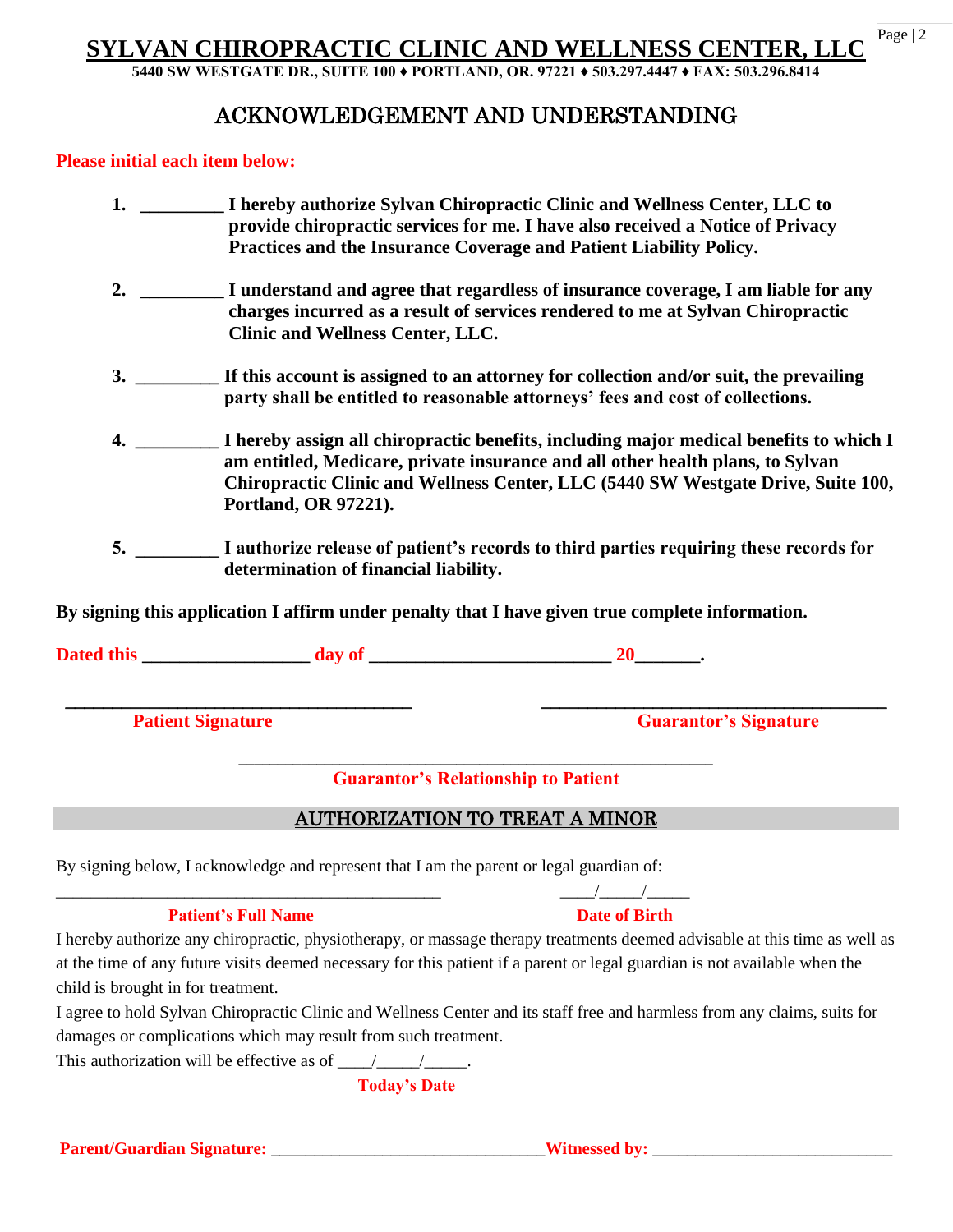# SYLVAN CHIROPRACTIC CLINIC AND WELLNESS CENTER, LLC

**5440 SW WESTGATE DR., SUITE 100 ♦ PORTLAND, OR. 97221 ♦ 503.297.4447 ♦ FAX: 503.296.8414**

## ACKNOWLEDGEMENT AND UNDERSTANDING

**Please initial each item below:**

1. **_________ I hereby authorize Sylvan Chiropractic Clinic and Wellness Center, LLC to provide chiropractic services for me. I have also received a Notice of Privacy Practices and the Insurance Coverage and Patient Liability Policy.**

2. **_________ I understand and agree that regardless of insurance coverage, I am liable for any charges incurred as a result of services rendered to me at Sylvan Chiropractic Clinic and Wellness Center, LLC.**

3. **_________ If this account is assigned to an attorney for collection and/or suit, the prevailing party shall be entitled to reasonable attorneys' fees and cost of collections.**

4. **_________ I hereby assign all chiropractic benefits, including major medical benefits to which I am entitled, Medicare, private insurance and all other health plans, to Sylvan Chiropractic Clinic and Wellness Center, LLC (5440 SW Westgate Drive, Suite 100, Portland, OR 97221).**

5. **_________ I authorize release of patient's records to third parties requiring these records for determination of financial liability.**

**By signing this application I affirm under penalty that I have given true complete information.**

**Dated this __________________ day of __________________________ 20_______.**

_____________________________________ _____________________________________

**Patient Signature** **Guarantor's Signature**

_____________________________________

**Guarantor's Relationship to Patient**

## AUTHORIZATION TO TREAT A MINOR

By signing below, I acknowledge and represent that I am the parent or legal guardian of:

_______________________________________________ ____/_____/_____

**Patient's Full Name** **Date of Birth**

I hereby authorize any chiropractic, physiotherapy, or massage therapy treatments deemed advisable at this time as well as at the time of any future visits deemed necessary for this patient if a parent or legal guardian is not available when the child is brought in for treatment.

I agree to hold Sylvan Chiropractic Clinic and Wellness Center and its staff free and harmless from any claims, suits for damages or complications which may result from such treatment.

This authorization will be effective as of ____/_____/_____.

**Today's Date**

**Parent/Guardian Signature:** _______________________________ **Witnessed by:** ___________________________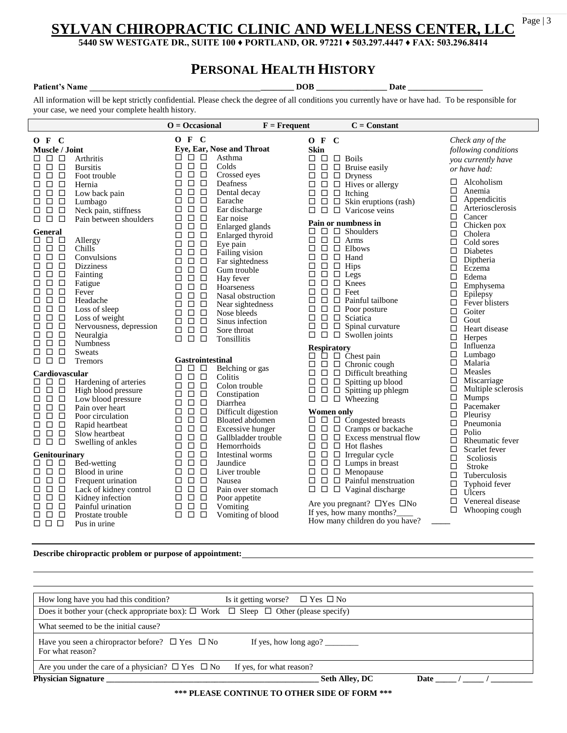# SYLVAN CHIROPRACTIC CLINIC AND WELLNESS CENTER, LLC

**5440 SW WESTGATE DR., SUITE 100 ♦ PORTLAND, OR. 97221 ♦ 503.297.4447 ♦ FAX: 503.296.8414**

## PERSONAL HEALTH HISTORY

**Patient's Name** ____________________________________________ **DOB** ________________ **Date** _________________

All information will be kept strictly confidential. Please check the degree of all conditions you currently have or have had. To be responsible for your case, we need your complete health history.

**O = Occasional F = Frequent C = Constant**

**O F C**

**Muscle / Joint**
- ☐ ☐ ☐ Arthritis
- ☐ ☐ ☐ Bursitis
- ☐ ☐ ☐ Foot trouble
- ☐ ☐ ☐ Hernia
- ☐ ☐ ☐ Low back pain
- ☐ ☐ ☐ Lumbago
- ☐ ☐ ☐ Neck pain, stiffness
- ☐ ☐ ☐ Pain between shoulders

**General**
- ☐ ☐ ☐ Allergy
- ☐ ☐ ☐ Chills
- ☐ ☐ ☐ Convulsions
- ☐ ☐ ☐ Dizziness
- ☐ ☐ ☐ Fainting
- ☐ ☐ ☐ Fatigue
- ☐ ☐ ☐ Fever
- ☐ ☐ ☐ Headache
- ☐ ☐ ☐ Loss of sleep
- ☐ ☐ ☐ Loss of weight
- ☐ ☐ ☐ Nervousness, depression
- ☐ ☐ ☐ Neuralgia
- ☐ ☐ ☐ Numbness
- ☐ ☐ ☐ Sweats
- ☐ ☐ ☐ Tremors

**Cardiovascular**
- ☐ ☐ ☐ Hardening of arteries
- ☐ ☐ ☐ High blood pressure
- ☐ ☐ ☐ Low blood pressure
- ☐ ☐ ☐ Pain over heart
- ☐ ☐ ☐ Poor circulation
- ☐ ☐ ☐ Rapid heartbeat
- ☐ ☐ ☐ Slow heartbeat
- ☐ ☐ ☐ Swelling of ankles

**Genitourinary**
- ☐ ☐ ☐ Bed-wetting
- ☐ ☐ ☐ Blood in urine
- ☐ ☐ ☐ Frequent urination
- ☐ ☐ ☐ Lack of kidney control
- ☐ ☐ ☐ Kidney infection
- ☐ ☐ ☐ Painful urination
- ☐ ☐ ☐ Prostate trouble
- ☐ ☐ ☐ Pus in urine

**O F C**

**Eye, Ear, Nose and Throat**
- ☐ ☐ ☐ Asthma
- ☐ ☐ ☐ Colds
- ☐ ☐ ☐ Crossed eyes
- ☐ ☐ ☐ Deafness
- ☐ ☐ ☐ Dental decay
- ☐ ☐ ☐ Earache
- ☐ ☐ ☐ Ear discharge
- ☐ ☐ ☐ Ear noise
- ☐ ☐ ☐ Enlarged glands
- ☐ ☐ ☐ Enlarged thyroid
- ☐ ☐ ☐ Eye pain
- ☐ ☐ ☐ Failing vision
- ☐ ☐ ☐ Far sightedness
- ☐ ☐ ☐ Gum trouble
- ☐ ☐ ☐ Hay fever
- ☐ ☐ ☐ Hoarseness
- ☐ ☐ ☐ Nasal obstruction
- ☐ ☐ ☐ Near sightedness
- ☐ ☐ ☐ Nose bleeds
- ☐ ☐ ☐ Sinus infection
- ☐ ☐ ☐ Sore throat
- ☐ ☐ ☐ Tonsillitis

**Gastrointestinal**
- ☐ ☐ ☐ Belching or gas
- ☐ ☐ ☐ Colitis
- ☐ ☐ ☐ Colon trouble
- ☐ ☐ ☐ Constipation
- ☐ ☐ ☐ Diarrhea
- ☐ ☐ ☐ Difficult digestion
- ☐ ☐ ☐ Bloated abdomen
- ☐ ☐ ☐ Excessive hunger
- ☐ ☐ ☐ Gallbladder trouble
- ☐ ☐ ☐ Hemorrhoids
- ☐ ☐ ☐ Intestinal worms
- ☐ ☐ ☐ Jaundice
- ☐ ☐ ☐ Liver trouble
- ☐ ☐ ☐ Nausea
- ☐ ☐ ☐ Pain over stomach
- ☐ ☐ ☐ Poor appetite
- ☐ ☐ ☐ Vomiting
- ☐ ☐ ☐ Vomiting of blood

**O F C**

**Skin**
- ☐ ☐ ☐ Boils
- ☐ ☐ ☐ Bruise easily
- ☐ ☐ ☐ Dryness
- ☐ ☐ ☐ Hives or allergy
- ☐ ☐ ☐ Itching
- ☐ ☐ ☐ Skin eruptions (rash)
- ☐ ☐ ☐ Varicose veins

**Pain or numbness in**
- ☐ ☐ ☐ Shoulders
- ☐ ☐ ☐ Arms
- ☐ ☐ ☐ Elbows
- ☐ ☐ ☐ Hand
- ☐ ☐ ☐ Hips
- ☐ ☐ ☐ Legs
- ☐ ☐ ☐ Knees
- ☐ ☐ ☐ Feet
- ☐ ☐ ☐ Painful tailbone
- ☐ ☐ ☐ Poor posture
- ☐ ☐ ☐ Sciatica
- ☐ ☐ ☐ Spinal curvature
- ☐ ☐ ☐ Swollen joints

**Respiratory**
- ☐ ☐ ☐ Chest pain
- ☐ ☐ ☐ Chronic cough
- ☐ ☐ ☐ Difficult breathing
- ☐ ☐ ☐ Spitting up blood
- ☐ ☐ ☐ Spitting up phlegm
- ☐ ☐ ☐ Wheezing

**Women only**
- ☐ ☐ ☐ Congested breasts
- ☐ ☐ ☐ Cramps or backache
- ☐ ☐ ☐ Excess menstrual flow
- ☐ ☐ ☐ Hot flashes
- ☐ ☐ ☐ Irregular cycle
- ☐ ☐ ☐ Lumps in breast
- ☐ ☐ ☐ Menopause
- ☐ ☐ ☐ Painful menstruation
- ☐ ☐ ☐ Vaginal discharge

Are you pregnant? ☐Yes ☐No
If yes, how many months?____
How many children do you have? _____

*Check any of the following conditions you currently have or have had:*
- ☐ Alcoholism
- ☐ Anemia
- ☐ Appendicitis
- ☐ Arteriosclerosis
- ☐ Cancer
- ☐ Chicken pox
- ☐ Cholera
- ☐ Cold sores
- ☐ Diabetes
- ☐ Diptheria
- ☐ Eczema
- ☐ Edema
- ☐ Emphysema
- ☐ Epilepsy
- ☐ Fever blisters
- ☐ Goiter
- ☐ Gout
- ☐ Heart disease
- ☐ Herpes
- ☐ Influenza
- ☐ Lumbago
- ☐ Malaria
- ☐ Measles
- ☐ Miscarriage
- ☐ Multiple sclerosis
- ☐ Mumps
- ☐ Pacemaker
- ☐ Pleurisy
- ☐ Pneumonia
- ☐ Polio
- ☐ Rheumatic fever
- ☐ Scarlet fever
- ☐ Scoliosis
- ☐ Stroke
- ☐ Tuberculosis
- ☐ Typhoid fever
- ☐ Ulcers
- ☐ Venereal disease
- ☐ Whooping cough

**Describe chiropractic problem or purpose of appointment:** ______________________________________________

______________________________________________

______________________________________________

| | |
|---|---|
| How long have you had this condition? | Is it getting worse? ☐ Yes ☐ No |
| Does it bother your (check appropriate box): ☐ Work ☐ Sleep ☐ Other (please specify) | |
| What seemed to be the initial cause? | |
| Have you seen a chiropractor before? ☐ Yes ☐ No<br>For what reason? | If yes, how long ago? ________ |
| Are you under the care of a physician? ☐ Yes ☐ No | If yes, for what reason? |

**Physician Signature** ____________________________________________ **Seth Alley, DC** **Date** _____ / _____ / __________

**\*\*\* PLEASE CONTINUE TO OTHER SIDE OF FORM \*\*\***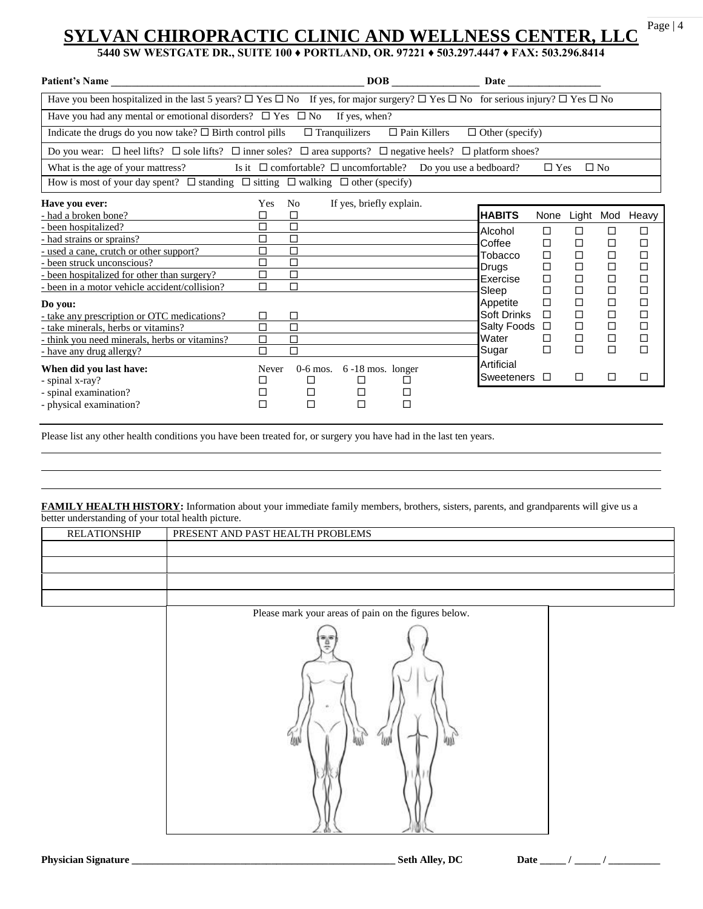# SYLVAN CHIROPRACTIC CLINIC AND WELLNESS CENTER, LLC

**5440 SW WESTGATE DR., SUITE 100 ♦ PORTLAND, OR. 97221 ♦ 503.297.4447 ♦ FAX: 503.296.8414**

**Patient's Name** ______________________________ **DOB** ______________ **Date** ______________

Have you been hospitalized in the last 5 years? ☐ Yes ☐ No If yes, for major surgery? ☐ Yes ☐ No for serious injury? ☐ Yes ☐ No

Have you had any mental or emotional disorders? ☐ Yes ☐ No If yes, when?

Indicate the drugs do you now take? ☐ Birth control pills ☐ Tranquilizers ☐ Pain Killers ☐ Other (specify)

Do you wear: ☐ heel lifts? ☐ sole lifts? ☐ inner soles? ☐ area supports? ☐ negative heels? ☐ platform shoes?

What is the age of your mattress? Is it ☐ comfortable? ☐ uncomfortable? Do you use a bedboard? ☐ Yes ☐ No

How is most of your day spent? ☐ standing ☐ sitting ☐ walking ☐ other (specify)

| Have you ever: | Yes | No | If yes, briefly explain. |
|---|---|---|---|
| - had a broken bone? | ☐ | ☐ | |
| - been hospitalized? | ☐ | ☐ | |
| - had strains or sprains? | ☐ | ☐ | |
| - used a cane, crutch or other support? | ☐ | ☐ | |
| - been struck unconscious? | ☐ | ☐ | |
| - been hospitalized for other than surgery? | ☐ | ☐ | |
| - been in a motor vehicle accident/collision? | ☐ | ☐ | |
| **Do you:** | | | |
| - take any prescription or OTC medications? | ☐ | ☐ | |
| - take minerals, herbs or vitamins? | ☐ | ☐ | |
| - think you need minerals, herbs or vitamins? | ☐ | ☐ | |
| - have any drug allergy? | ☐ | ☐ | |

| When did you last have: | Never | 0-6 mos. | 6 -18 mos. | longer |
|---|---|---|---|---|
| - spinal x-ray? | ☐ | ☐ | ☐ | ☐ |
| - spinal examination? | ☐ | ☐ | ☐ | ☐ |
| - physical examination? | ☐ | ☐ | ☐ | ☐ |

| HABITS | None | Light | Mod | Heavy |
|---|---|---|---|---|
| Alcohol | ☐ | ☐ | ☐ | ☐ |
| Coffee | ☐ | ☐ | ☐ | ☐ |
| Tobacco | ☐ | ☐ | ☐ | ☐ |
| Drugs | ☐ | ☐ | ☐ | ☐ |
| Exercise | ☐ | ☐ | ☐ | ☐ |
| Sleep | ☐ | ☐ | ☐ | ☐ |
| Appetite | ☐ | ☐ | ☐ | ☐ |
| Soft Drinks | ☐ | ☐ | ☐ | ☐ |
| Salty Foods | ☐ | ☐ | ☐ | ☐ |
| Water | ☐ | ☐ | ☐ | ☐ |
| Sugar | ☐ | ☐ | ☐ | ☐ |
| Artificial Sweeteners | ☐ | ☐ | ☐ | ☐ |

Please list any other health conditions you have been treated for, or surgery you have had in the last ten years.

______________________________________________________________________

______________________________________________________________________

______________________________________________________________________

**FAMILY HEALTH HISTORY:** Information about your immediate family members, brothers, sisters, parents, and grandparents will give us a better understanding of your total health picture.

| RELATIONSHIP | PRESENT AND PAST HEALTH PROBLEMS |
|---|---|
| | |
| | |
| | |
| | |

Please mark your areas of pain on the figures below.

**Physician Signature** ______________________________ **Seth Alley, DC** **Date** _____ / _____ / __________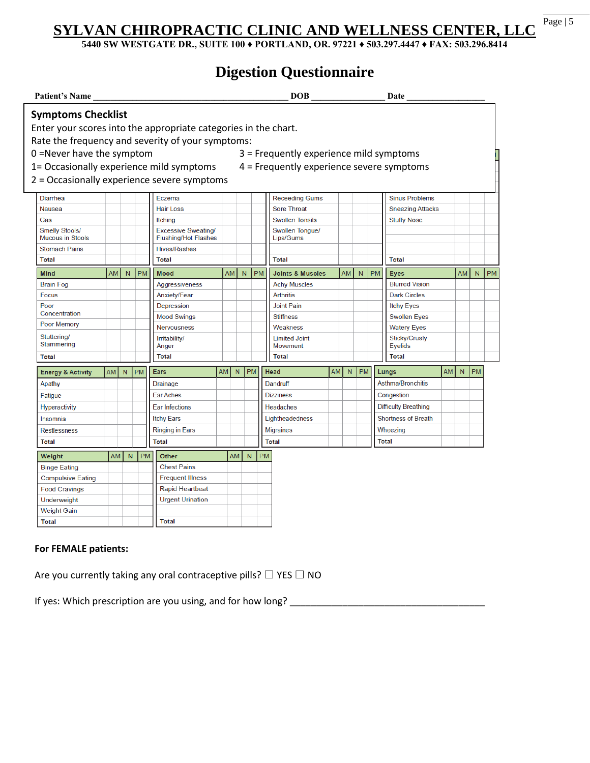# SYLVAN CHIROPRACTIC CLINIC AND WELLNESS CENTER, LLC

**5440 SW WESTGATE DR., SUITE 100 ♦ PORTLAND, OR. 97221 ♦ 503.297.4447 ♦ FAX: 503.296.8414**

## Digestion Questionnaire

**Patient's Name** ________________________________________ **DOB** ________________ **Date** __________________

### Symptoms Checklist

Enter your scores into the appropriate categories in the chart.
Rate the frequency and severity of your symptoms:

- 0 =Never have the symptom
- 1= Occasionally experience mild symptoms
- 2 = Occasionally experience severe symptoms
- 3 = Frequently experience mild symptoms
- 4 = Frequently experience severe symptoms

| | | | | | | | | | | | | | | |
|---|---|---|---|---|---|---|---|---|---|---|---|---|---|---|
| Diarrhea | | | | Eczema | | | | Receeding Gums | | | | Sinus Problems | | |
| Nausea | | | | Hair Loss | | | | Sore Throat | | | | Sneezing Attacks | | |
| Gas | | | | Itching | | | | Swollen Tonsils | | | | Stuffy Nose | | |
| Smelly Stools/ Mucous in Stools | | | | Excessive Sweating/ Flushing/Hot Flashes | | | | Swollen Tongue/ Lips/Gums | | | | | | |
| Stomach Pains | | | | Hives/Rashes | | | | | | | | | | |
| **Total** | | | | **Total** | | | | **Total** | | | | **Total** | | |

| Mind | AM | N | PM | Mood | AM | N | PM | Joints & Muscles | AM | N | PM | Eyes | AM | N | PM |
|---|---|---|---|---|---|---|---|---|---|---|---|---|---|---|---|
| Brain Fog | | | | Aggressiveness | | | | Achy Muscles | | | | Blurred Vision | | | |
| Focus | | | | Anxiety/Fear | | | | Arthritis | | | | Dark Circles | | | |
| Poor Concentration | | | | Depression | | | | Joint Pain | | | | Itchy Eyes | | | |
| Poor Memory | | | | Mood Swings | | | | Stiffness | | | | Swollen Eyes | | | |
| Stuttering/ Stammering | | | | Nervousness | | | | Weakness | | | | Watery Eyes | | | |
| | | | | Irritability/ Anger | | | | Limited Joint Movement | | | | Sticky/Crusty Eyelids | | | |
| **Total** | | | | **Total** | | | | **Total** | | | | **Total** | | | |

| Energy & Activity | AM | N | PM | Ears | AM | N | PM | Head | AM | N | PM | Lungs | AM | N | PM |
|---|---|---|---|---|---|---|---|---|---|---|---|---|---|---|---|
| Apathy | | | | Drainage | | | | Dandruff | | | | Asthma/Bronchitis | | | |
| Fatigue | | | | Ear Aches | | | | Dizziness | | | | Congestion | | | |
| Hyperactivity | | | | Ear Infections | | | | Headaches | | | | Difficulty Breathing | | | |
| Insomnia | | | | Itchy Ears | | | | Lightheadedness | | | | Shortness of Breath | | | |
| Restlessness | | | | Ringing in Ears | | | | Migraines | | | | Wheezing | | | |
| **Total** | | | | **Total** | | | | **Total** | | | | **Total** | | | |

| Weight | AM | N | PM | Other | AM | N | PM |
|---|---|---|---|---|---|---|---|
| Binge Eating | | | | Chest Pains | | | |
| Compulsive Eating | | | | Frequent Illness | | | |
| Food Cravings | | | | Rapid Heartbeat | | | |
| Underweight | | | | Urgent Urination | | | |
| Weight Gain | | | | | | | |
| **Total** | | | | **Total** | | | |

**For FEMALE patients:**

Are you currently taking any oral contraceptive pills? ☐ YES ☐ NO

If yes: Which prescription are you using, and for how long? ______________________________________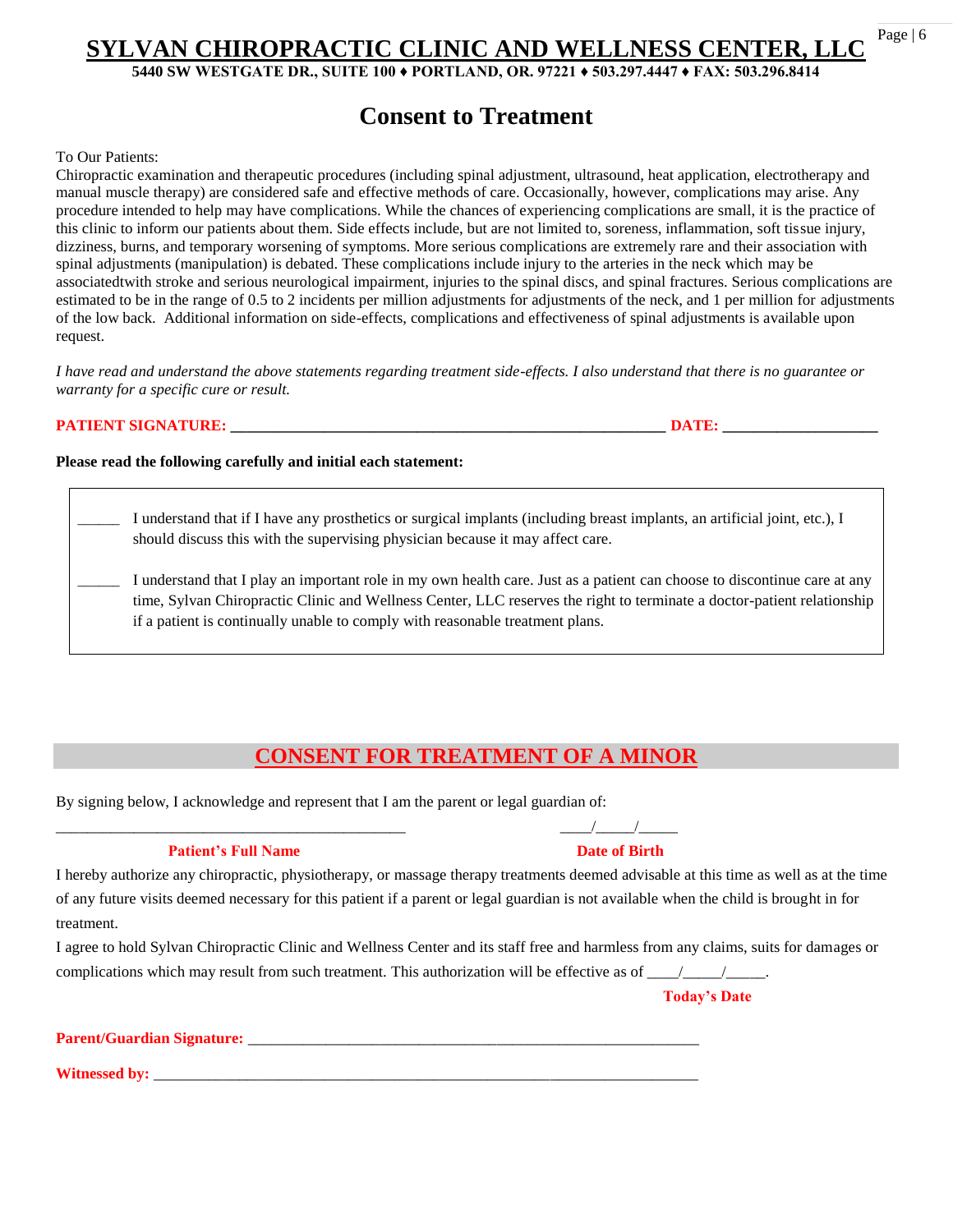# SYLVAN CHIROPRACTIC CLINIC AND WELLNESS CENTER, LLC

**5440 SW WESTGATE DR., SUITE 100 ♦ PORTLAND, OR. 97221 ♦ 503.297.4447 ♦ FAX: 503.296.8414**

## Consent to Treatment

To Our Patients:

Chiropractic examination and therapeutic procedures (including spinal adjustment, ultrasound, heat application, electrotherapy and manual muscle therapy) are considered safe and effective methods of care. Occasionally, however, complications may arise. Any procedure intended to help may have complications. While the chances of experiencing complications are small, it is the practice of this clinic to inform our patients about them. Side effects include, but are not limited to, soreness, inflammation, soft tissue injury, dizziness, burns, and temporary worsening of symptoms. More serious complications are extremely rare and their association with spinal adjustments (manipulation) is debated. These complications include injury to the arteries in the neck which may be associatedtwith stroke and serious neurological impairment, injuries to the spinal discs, and spinal fractures. Serious complications are estimated to be in the range of 0.5 to 2 incidents per million adjustments for adjustments of the neck, and 1 per million for adjustments of the low back. Additional information on side-effects, complications and effectiveness of spinal adjustments is available upon request.

*I have read and understand the above statements regarding treatment side-effects. I also understand that there is no guarantee or warranty for a specific cure or result.*

**PATIENT SIGNATURE: ________________________________________________________ DATE: ____________________**

**Please read the following carefully and initial each statement:**

_____ I understand that if I have any prosthetics or surgical implants (including breast implants, an artificial joint, etc.), I should discuss this with the supervising physician because it may affect care.

_____ I understand that I play an important role in my own health care. Just as a patient can choose to discontinue care at any time, Sylvan Chiropractic Clinic and Wellness Center, LLC reserves the right to terminate a doctor-patient relationship if a patient is continually unable to comply with reasonable treatment plans.

## CONSENT FOR TREATMENT OF A MINOR

By signing below, I acknowledge and represent that I am the parent or legal guardian of:

_____________________________________________ ____/_____/_____

**Patient's Full Name** **Date of Birth**

I hereby authorize any chiropractic, physiotherapy, or massage therapy treatments deemed advisable at this time as well as at the time of any future visits deemed necessary for this patient if a parent or legal guardian is not available when the child is brought in for treatment.

I agree to hold Sylvan Chiropractic Clinic and Wellness Center and its staff free and harmless from any claims, suits for damages or complications which may result from such treatment. This authorization will be effective as of ____/_____/_____.

**Today's Date**

**Parent/Guardian Signature:** ___________________________________________________________

**Witnessed by:** ______________________________________________________________________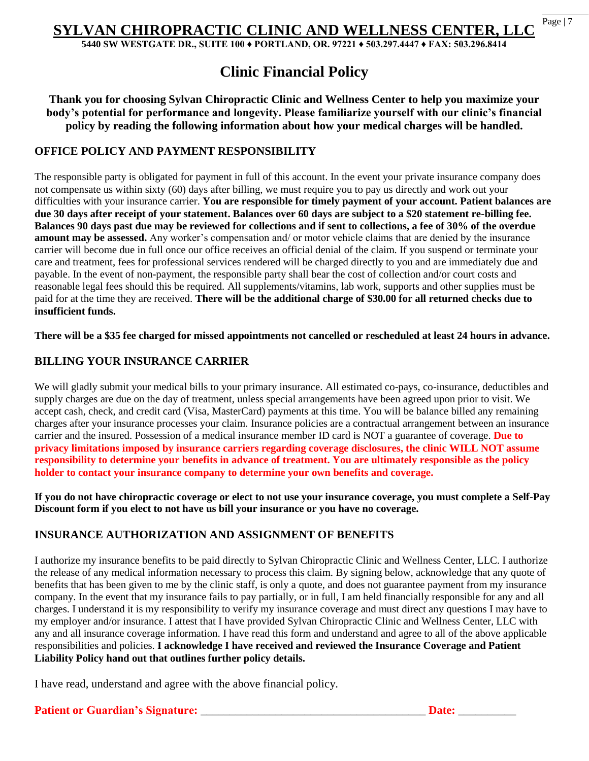# SYLVAN CHIROPRACTIC CLINIC AND WELLNESS CENTER, LLC

**5440 SW WESTGATE DR., SUITE 100 ♦ PORTLAND, OR. 97221 ♦ 503.297.4447 ♦ FAX: 503.296.8414**

## Clinic Financial Policy

**Thank you for choosing Sylvan Chiropractic Clinic and Wellness Center to help you maximize your body's potential for performance and longevity. Please familiarize yourself with our clinic's financial policy by reading the following information about how your medical charges will be handled.**

### OFFICE POLICY AND PAYMENT RESPONSIBILITY

The responsible party is obligated for payment in full of this account. In the event your private insurance company does not compensate us within sixty (60) days after billing, we must require you to pay us directly and work out your difficulties with your insurance carrier. **You are responsible for timely payment of your account. Patient balances are due 30 days after receipt of your statement. Balances over 60 days are subject to a $20 statement re-billing fee. Balances 90 days past due may be reviewed for collections and if sent to collections, a fee of 30% of the overdue amount may be assessed.** Any worker's compensation and/ or motor vehicle claims that are denied by the insurance carrier will become due in full once our office receives an official denial of the claim. If you suspend or terminate your care and treatment, fees for professional services rendered will be charged directly to you and are immediately due and payable. In the event of non-payment, the responsible party shall bear the cost of collection and/or court costs and reasonable legal fees should this be required. All supplements/vitamins, lab work, supports and other supplies must be paid for at the time they are received. **There will be the additional charge of $30.00 for all returned checks due to insufficient funds.**

**There will be a $35 fee charged for missed appointments not cancelled or rescheduled at least 24 hours in advance.**

### BILLING YOUR INSURANCE CARRIER

We will gladly submit your medical bills to your primary insurance. All estimated co-pays, co-insurance, deductibles and supply charges are due on the day of treatment, unless special arrangements have been agreed upon prior to visit. We accept cash, check, and credit card (Visa, MasterCard) payments at this time. You will be balance billed any remaining charges after your insurance processes your claim. Insurance policies are a contractual arrangement between an insurance carrier and the insured. Possession of a medical insurance member ID card is NOT a guarantee of coverage. **Due to privacy limitations imposed by insurance carriers regarding coverage disclosures, the clinic WILL NOT assume responsibility to determine your benefits in advance of treatment. You are ultimately responsible as the policy holder to contact your insurance company to determine your own benefits and coverage.**

**If you do not have chiropractic coverage or elect to not use your insurance coverage, you must complete a Self-Pay Discount form if you elect to not have us bill your insurance or you have no coverage.**

### INSURANCE AUTHORIZATION AND ASSIGNMENT OF BENEFITS

I authorize my insurance benefits to be paid directly to Sylvan Chiropractic Clinic and Wellness Center, LLC. I authorize the release of any medical information necessary to process this claim. By signing below, acknowledge that any quote of benefits that has been given to me by the clinic staff, is only a quote, and does not guarantee payment from my insurance company. In the event that my insurance fails to pay partially, or in full, I am held financially responsible for any and all charges. I understand it is my responsibility to verify my insurance coverage and must direct any questions I may have to my employer and/or insurance. I attest that I have provided Sylvan Chiropractic Clinic and Wellness Center, LLC with any and all insurance coverage information. I have read this form and understand and agree to all of the above applicable responsibilities and policies. **I acknowledge I have received and reviewed the Insurance Coverage and Patient Liability Policy hand out that outlines further policy details.**

I have read, understand and agree with the above financial policy.

**Patient or Guardian's Signature:** ______________________________________ **Date:** __________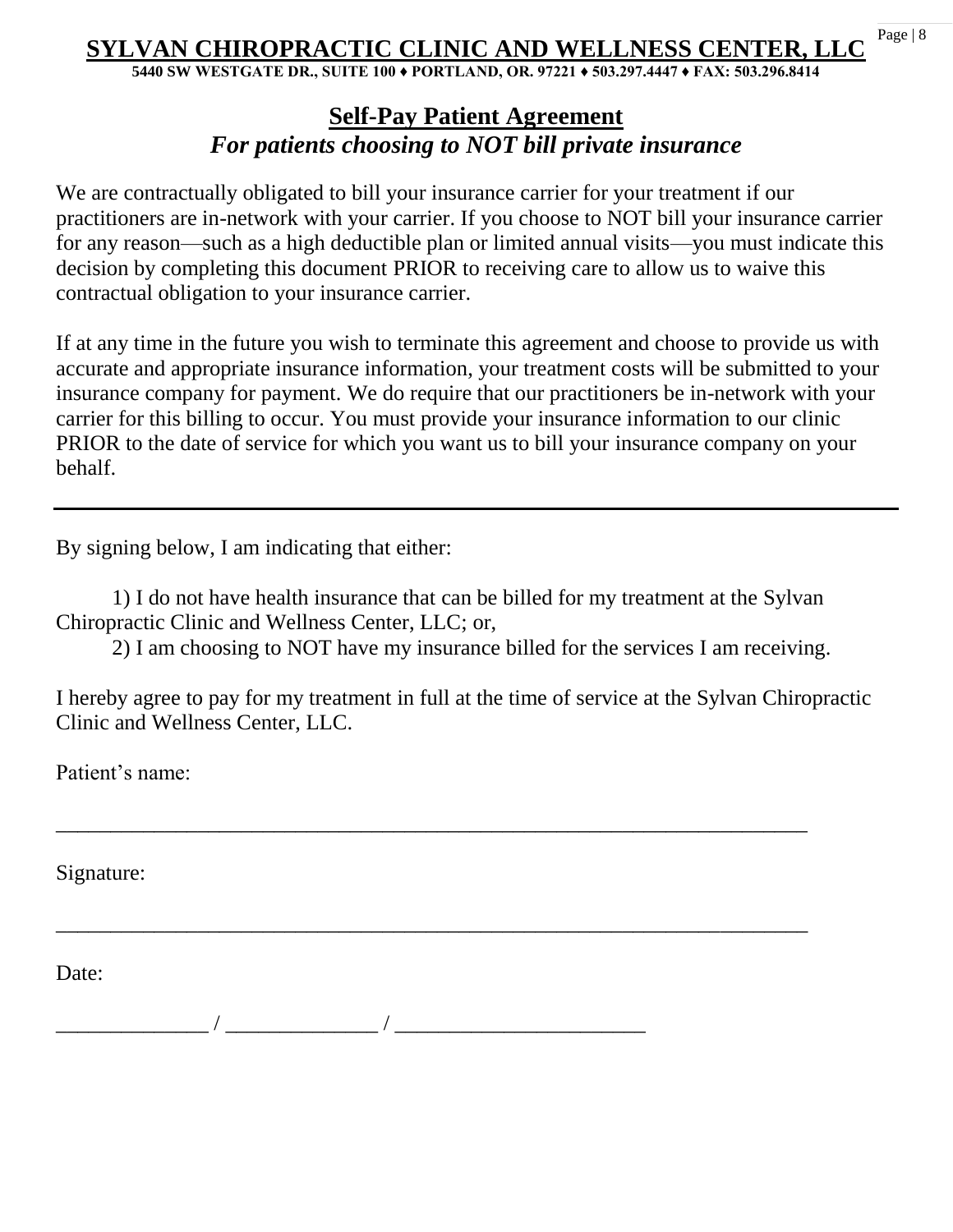# SYLVAN CHIROPRACTIC CLINIC AND WELLNESS CENTER, LLC

**5440 SW WESTGATE DR., SUITE 100 ♦ PORTLAND, OR. 97221 ♦ 503.297.4447 ♦ FAX: 503.296.8414**

## Self-Pay Patient Agreement

***For patients choosing to NOT bill private insurance***

We are contractually obligated to bill your insurance carrier for your treatment if our practitioners are in-network with your carrier. If you choose to NOT bill your insurance carrier for any reason—such as a high deductible plan or limited annual visits—you must indicate this decision by completing this document PRIOR to receiving care to allow us to waive this contractual obligation to your insurance carrier.

If at any time in the future you wish to terminate this agreement and choose to provide us with accurate and appropriate insurance information, your treatment costs will be submitted to your insurance company for payment. We do require that our practitioners be in-network with your carrier for this billing to occur. You must provide your insurance information to our clinic PRIOR to the date of service for which you want us to bill your insurance company on your behalf.

---

By signing below, I am indicating that either:

1) I do not have health insurance that can be billed for my treatment at the Sylvan Chiropractic Clinic and Wellness Center, LLC; or,
2) I am choosing to NOT have my insurance billed for the services I am receiving.

I hereby agree to pay for my treatment in full at the time of service at the Sylvan Chiropractic Clinic and Wellness Center, LLC.

Patient's name:

_______________________________________________________________________

Signature:

_______________________________________________________________________

Date:

______________ / ______________ / _______________________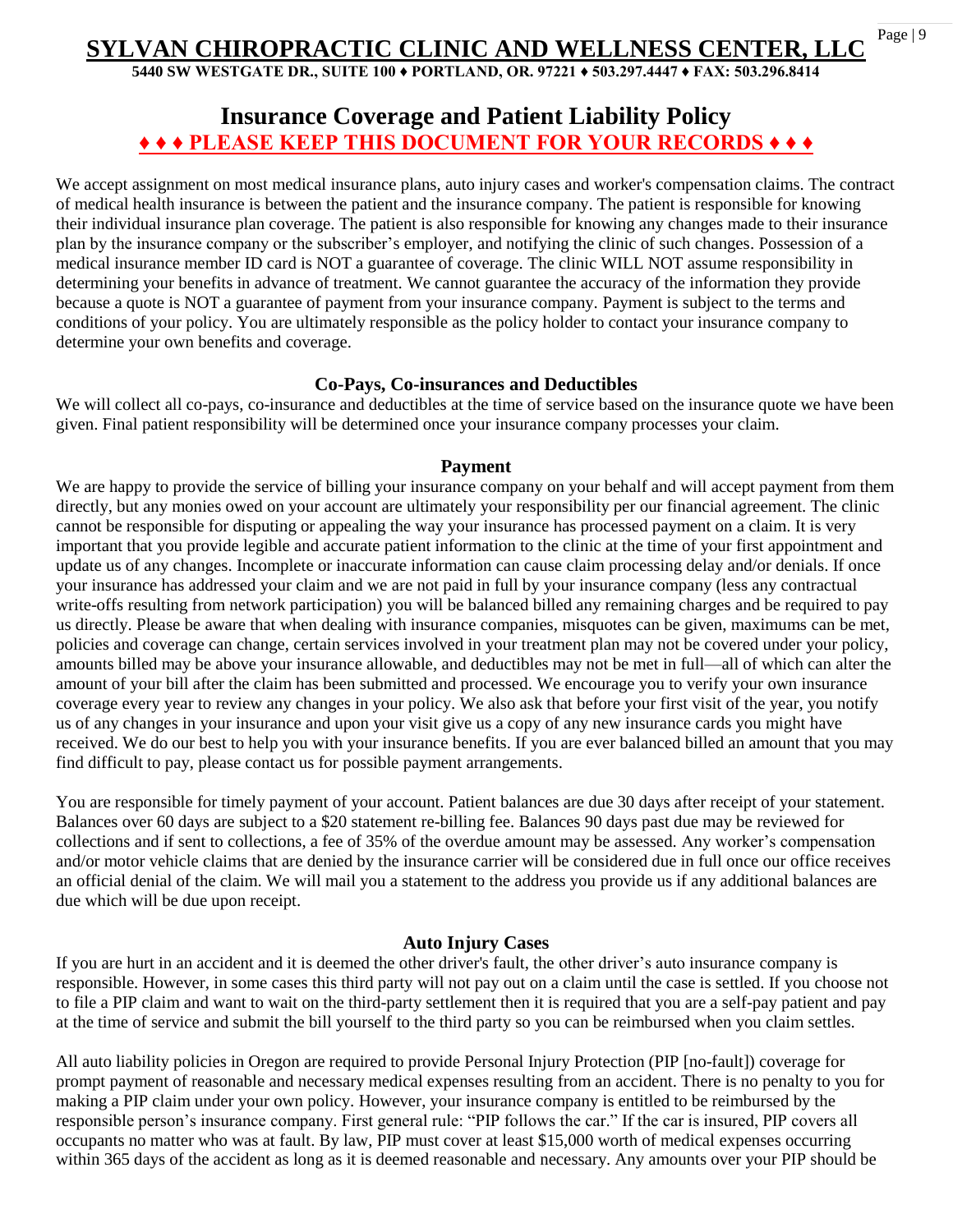# SYLVAN CHIROPRACTIC CLINIC AND WELLNESS CENTER, LLC

**5440 SW WESTGATE DR., SUITE 100 ♦ PORTLAND, OR. 97221 ♦ 503.297.4447 ♦ FAX: 503.296.8414**

## Insurance Coverage and Patient Liability Policy

**♦ ♦ ♦ PLEASE KEEP THIS DOCUMENT FOR YOUR RECORDS ♦ ♦ ♦**

We accept assignment on most medical insurance plans, auto injury cases and worker's compensation claims. The contract of medical health insurance is between the patient and the insurance company. The patient is responsible for knowing their individual insurance plan coverage. The patient is also responsible for knowing any changes made to their insurance plan by the insurance company or the subscriber's employer, and notifying the clinic of such changes. Possession of a medical insurance member ID card is NOT a guarantee of coverage. The clinic WILL NOT assume responsibility in determining your benefits in advance of treatment. We cannot guarantee the accuracy of the information they provide because a quote is NOT a guarantee of payment from your insurance company. Payment is subject to the terms and conditions of your policy. You are ultimately responsible as the policy holder to contact your insurance company to determine your own benefits and coverage.

### Co-Pays, Co-insurances and Deductibles

We will collect all co-pays, co-insurance and deductibles at the time of service based on the insurance quote we have been given. Final patient responsibility will be determined once your insurance company processes your claim.

### Payment

We are happy to provide the service of billing your insurance company on your behalf and will accept payment from them directly, but any monies owed on your account are ultimately your responsibility per our financial agreement. The clinic cannot be responsible for disputing or appealing the way your insurance has processed payment on a claim. It is very important that you provide legible and accurate patient information to the clinic at the time of your first appointment and update us of any changes. Incomplete or inaccurate information can cause claim processing delay and/or denials. If once your insurance has addressed your claim and we are not paid in full by your insurance company (less any contractual write-offs resulting from network participation) you will be balanced billed any remaining charges and be required to pay us directly. Please be aware that when dealing with insurance companies, misquotes can be given, maximums can be met, policies and coverage can change, certain services involved in your treatment plan may not be covered under your policy, amounts billed may be above your insurance allowable, and deductibles may not be met in full—all of which can alter the amount of your bill after the claim has been submitted and processed. We encourage you to verify your own insurance coverage every year to review any changes in your policy. We also ask that before your first visit of the year, you notify us of any changes in your insurance and upon your visit give us a copy of any new insurance cards you might have received. We do our best to help you with your insurance benefits. If you are ever balanced billed an amount that you may find difficult to pay, please contact us for possible payment arrangements.

You are responsible for timely payment of your account. Patient balances are due 30 days after receipt of your statement. Balances over 60 days are subject to a $20 statement re-billing fee. Balances 90 days past due may be reviewed for collections and if sent to collections, a fee of 35% of the overdue amount may be assessed. Any worker's compensation and/or motor vehicle claims that are denied by the insurance carrier will be considered due in full once our office receives an official denial of the claim. We will mail you a statement to the address you provide us if any additional balances are due which will be due upon receipt.

### Auto Injury Cases

If you are hurt in an accident and it is deemed the other driver's fault, the other driver's auto insurance company is responsible. However, in some cases this third party will not pay out on a claim until the case is settled. If you choose not to file a PIP claim and want to wait on the third-party settlement then it is required that you are a self-pay patient and pay at the time of service and submit the bill yourself to the third party so you can be reimbursed when you claim settles.

All auto liability policies in Oregon are required to provide Personal Injury Protection (PIP [no-fault]) coverage for prompt payment of reasonable and necessary medical expenses resulting from an accident. There is no penalty to you for making a PIP claim under your own policy. However, your insurance company is entitled to be reimbursed by the responsible person's insurance company. First general rule: "PIP follows the car." If the car is insured, PIP covers all occupants no matter who was at fault. By law, PIP must cover at least $15,000 worth of medical expenses occurring within 365 days of the accident as long as it is deemed reasonable and necessary. Any amounts over your PIP should be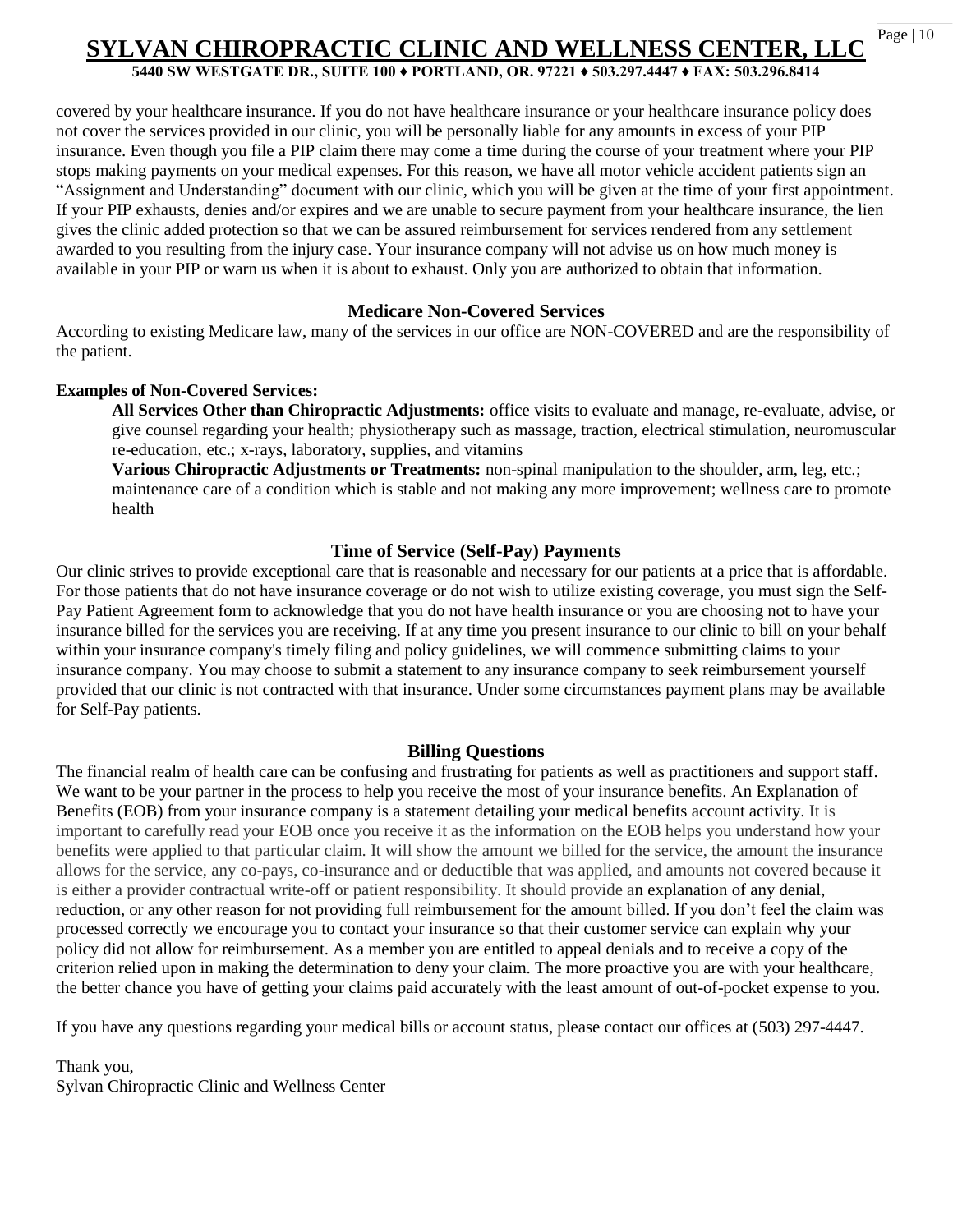covered by your healthcare insurance. If you do not have healthcare insurance or your healthcare insurance policy does not cover the services provided in our clinic, you will be personally liable for any amounts in excess of your PIP insurance. Even though you file a PIP claim there may come a time during the course of your treatment where your PIP stops making payments on your medical expenses. For this reason, we have all motor vehicle accident patients sign an "Assignment and Understanding" document with our clinic, which you will be given at the time of your first appointment. If your PIP exhausts, denies and/or expires and we are unable to secure payment from your healthcare insurance, the lien gives the clinic added protection so that we can be assured reimbursement for services rendered from any settlement awarded to you resulting from the injury case. Your insurance company will not advise us on how much money is available in your PIP or warn us when it is about to exhaust. Only you are authorized to obtain that information.

## Medicare Non-Covered Services

According to existing Medicare law, many of the services in our office are NON-COVERED and are the responsibility of the patient.

**Examples of Non-Covered Services:**

**All Services Other than Chiropractic Adjustments:** office visits to evaluate and manage, re-evaluate, advise, or give counsel regarding your health; physiotherapy such as massage, traction, electrical stimulation, neuromuscular re-education, etc.; x-rays, laboratory, supplies, and vitamins

**Various Chiropractic Adjustments or Treatments:** non-spinal manipulation to the shoulder, arm, leg, etc.; maintenance care of a condition which is stable and not making any more improvement; wellness care to promote health

## Time of Service (Self-Pay) Payments

Our clinic strives to provide exceptional care that is reasonable and necessary for our patients at a price that is affordable. For those patients that do not have insurance coverage or do not wish to utilize existing coverage, you must sign the Self-Pay Patient Agreement form to acknowledge that you do not have health insurance or you are choosing not to have your insurance billed for the services you are receiving. If at any time you present insurance to our clinic to bill on your behalf within your insurance company's timely filing and policy guidelines, we will commence submitting claims to your insurance company. You may choose to submit a statement to any insurance company to seek reimbursement yourself provided that our clinic is not contracted with that insurance. Under some circumstances payment plans may be available for Self-Pay patients.

## Billing Questions

The financial realm of health care can be confusing and frustrating for patients as well as practitioners and support staff. We want to be your partner in the process to help you receive the most of your insurance benefits. An Explanation of Benefits (EOB) from your insurance company is a statement detailing your medical benefits account activity. It is important to carefully read your EOB once you receive it as the information on the EOB helps you understand how your benefits were applied to that particular claim. It will show the amount we billed for the service, the amount the insurance allows for the service, any co-pays, co-insurance and or deductible that was applied, and amounts not covered because it is either a provider contractual write-off or patient responsibility. It should provide an explanation of any denial, reduction, or any other reason for not providing full reimbursement for the amount billed. If you don't feel the claim was processed correctly we encourage you to contact your insurance so that their customer service can explain why your policy did not allow for reimbursement. As a member you are entitled to appeal denials and to receive a copy of the criterion relied upon in making the determination to deny your claim. The more proactive you are with your healthcare, the better chance you have of getting your claims paid accurately with the least amount of out-of-pocket expense to you.

If you have any questions regarding your medical bills or account status, please contact our offices at (503) 297-4447.

Thank you,
Sylvan Chiropractic Clinic and Wellness Center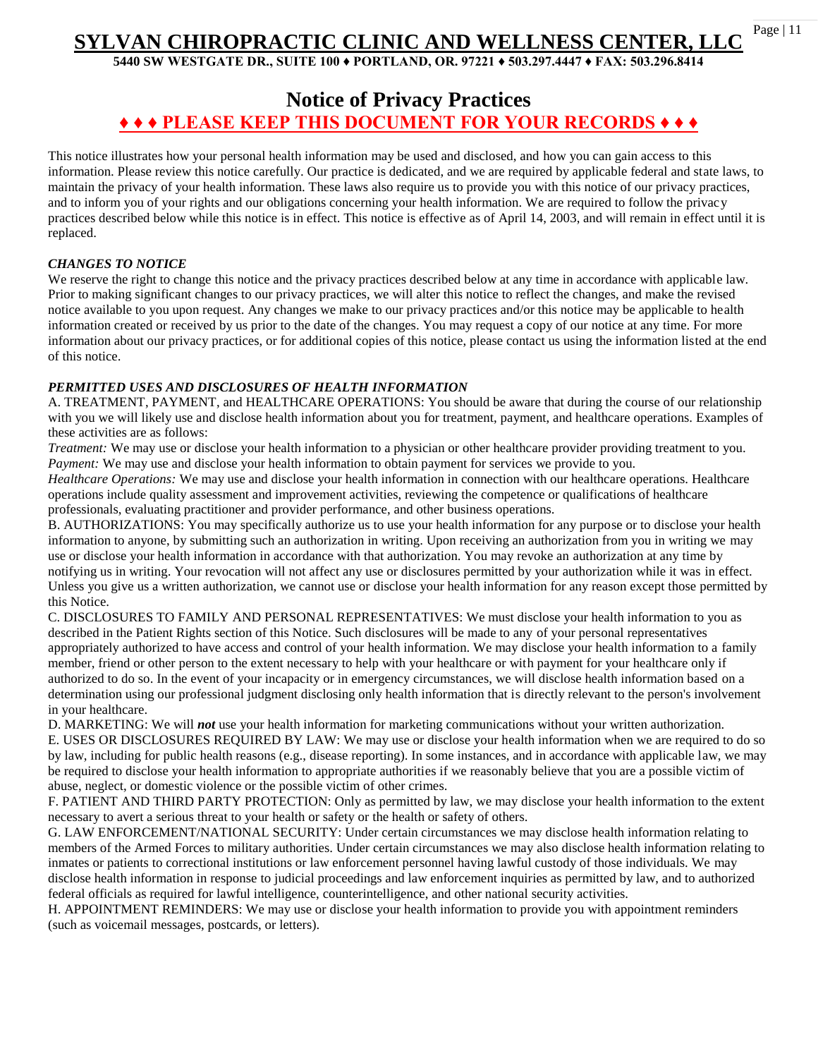# SYLVAN CHIROPRACTIC CLINIC AND WELLNESS CENTER, LLC

**5440 SW WESTGATE DR., SUITE 100 ♦ PORTLAND, OR. 97221 ♦ 503.297.4447 ♦ FAX: 503.296.8414**

## Notice of Privacy Practices

**♦ ♦ ♦ PLEASE KEEP THIS DOCUMENT FOR YOUR RECORDS ♦ ♦ ♦**

This notice illustrates how your personal health information may be used and disclosed, and how you can gain access to this information. Please review this notice carefully. Our practice is dedicated, and we are required by applicable federal and state laws, to maintain the privacy of your health information. These laws also require us to provide you with this notice of our privacy practices, and to inform you of your rights and our obligations concerning your health information. We are required to follow the privacy practices described below while this notice is in effect. This notice is effective as of April 14, 2003, and will remain in effect until it is replaced.

***CHANGES TO NOTICE***

We reserve the right to change this notice and the privacy practices described below at any time in accordance with applicable law. Prior to making significant changes to our privacy practices, we will alter this notice to reflect the changes, and make the revised notice available to you upon request. Any changes we make to our privacy practices and/or this notice may be applicable to health information created or received by us prior to the date of the changes. You may request a copy of our notice at any time. For more information about our privacy practices, or for additional copies of this notice, please contact us using the information listed at the end of this notice.

***PERMITTED USES AND DISCLOSURES OF HEALTH INFORMATION***

A. TREATMENT, PAYMENT, and HEALTHCARE OPERATIONS: You should be aware that during the course of our relationship with you we will likely use and disclose health information about you for treatment, payment, and healthcare operations. Examples of these activities are as follows:

*Treatment:* We may use or disclose your health information to a physician or other healthcare provider providing treatment to you.
*Payment:* We may use and disclose your health information to obtain payment for services we provide to you.
*Healthcare Operations:* We may use and disclose your health information in connection with our healthcare operations. Healthcare operations include quality assessment and improvement activities, reviewing the competence or qualifications of healthcare professionals, evaluating practitioner and provider performance, and other business operations.

B. AUTHORIZATIONS: You may specifically authorize us to use your health information for any purpose or to disclose your health information to anyone, by submitting such an authorization in writing. Upon receiving an authorization from you in writing we may use or disclose your health information in accordance with that authorization. You may revoke an authorization at any time by notifying us in writing. Your revocation will not affect any use or disclosures permitted by your authorization while it was in effect. Unless you give us a written authorization, we cannot use or disclose your health information for any reason except those permitted by this Notice.

C. DISCLOSURES TO FAMILY AND PERSONAL REPRESENTATIVES: We must disclose your health information to you as described in the Patient Rights section of this Notice. Such disclosures will be made to any of your personal representatives appropriately authorized to have access and control of your health information. We may disclose your health information to a family member, friend or other person to the extent necessary to help with your healthcare or with payment for your healthcare only if authorized to do so. In the event of your incapacity or in emergency circumstances, we will disclose health information based on a determination using our professional judgment disclosing only health information that is directly relevant to the person's involvement in your healthcare.

D. MARKETING: We will ***not*** use your health information for marketing communications without your written authorization.

E. USES OR DISCLOSURES REQUIRED BY LAW: We may use or disclose your health information when we are required to do so by law, including for public health reasons (e.g., disease reporting). In some instances, and in accordance with applicable law, we may be required to disclose your health information to appropriate authorities if we reasonably believe that you are a possible victim of abuse, neglect, or domestic violence or the possible victim of other crimes.

F. PATIENT AND THIRD PARTY PROTECTION: Only as permitted by law, we may disclose your health information to the extent necessary to avert a serious threat to your health or safety or the health or safety of others.

G. LAW ENFORCEMENT/NATIONAL SECURITY: Under certain circumstances we may disclose health information relating to members of the Armed Forces to military authorities. Under certain circumstances we may also disclose health information relating to inmates or patients to correctional institutions or law enforcement personnel having lawful custody of those individuals. We may disclose health information in response to judicial proceedings and law enforcement inquiries as permitted by law, and to authorized federal officials as required for lawful intelligence, counterintelligence, and other national security activities.

H. APPOINTMENT REMINDERS: We may use or disclose your health information to provide you with appointment reminders (such as voicemail messages, postcards, or letters).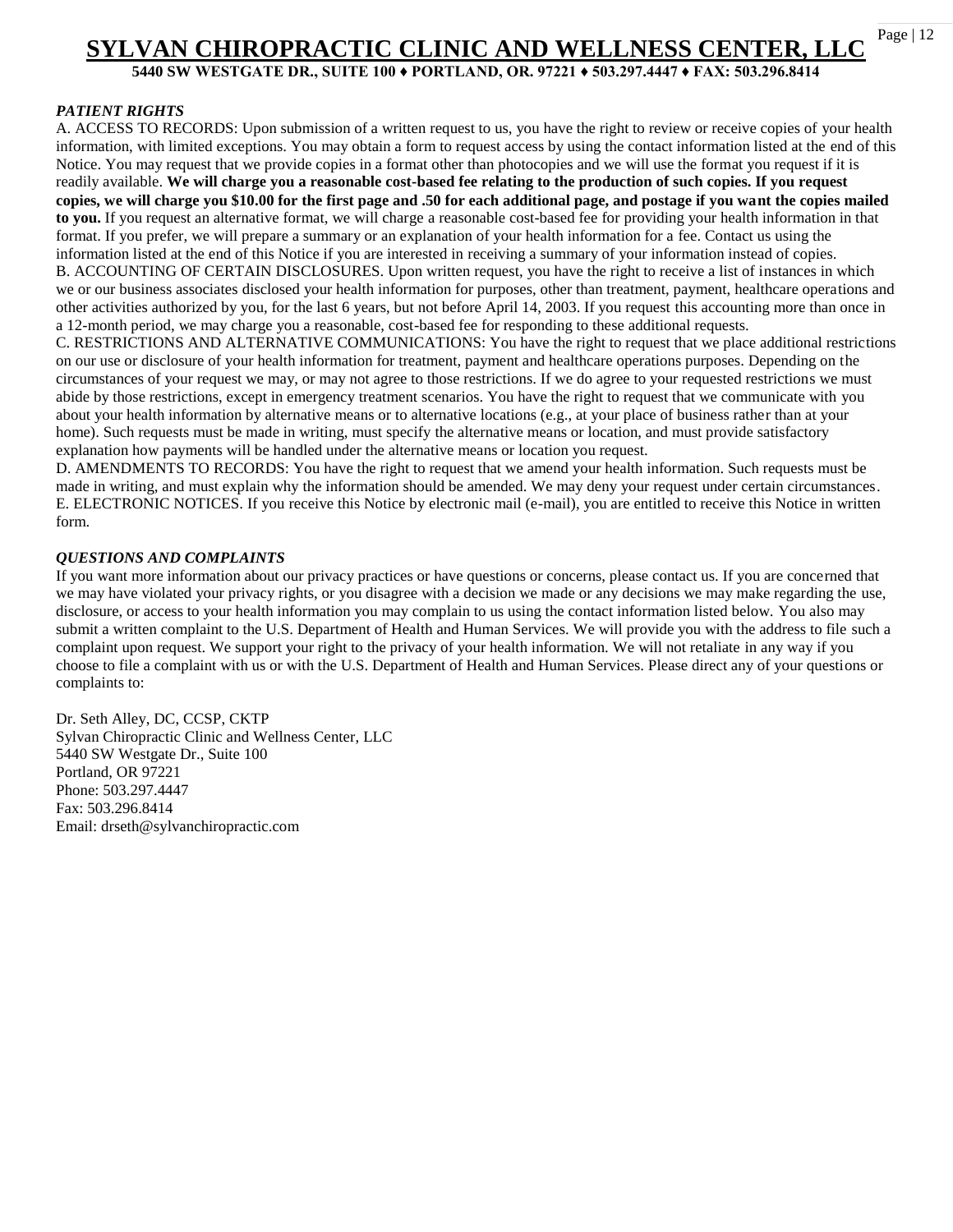# SYLVAN CHIROPRACTIC CLINIC AND WELLNESS CENTER, LLC

**5440 SW WESTGATE DR., SUITE 100 ♦ PORTLAND, OR. 97221 ♦ 503.297.4447 ♦ FAX: 503.296.8414**

### *PATIENT RIGHTS*

A. ACCESS TO RECORDS: Upon submission of a written request to us, you have the right to review or receive copies of your health information, with limited exceptions. You may obtain a form to request access by using the contact information listed at the end of this Notice. You may request that we provide copies in a format other than photocopies and we will use the format you request if it is readily available. **We will charge you a reasonable cost-based fee relating to the production of such copies. If you request copies, we will charge you $10.00 for the first page and .50 for each additional page, and postage if you want the copies mailed to you.** If you request an alternative format, we will charge a reasonable cost-based fee for providing your health information in that format. If you prefer, we will prepare a summary or an explanation of your health information for a fee. Contact us using the information listed at the end of this Notice if you are interested in receiving a summary of your information instead of copies.

B. ACCOUNTING OF CERTAIN DISCLOSURES. Upon written request, you have the right to receive a list of instances in which we or our business associates disclosed your health information for purposes, other than treatment, payment, healthcare operations and other activities authorized by you, for the last 6 years, but not before April 14, 2003. If you request this accounting more than once in a 12-month period, we may charge you a reasonable, cost-based fee for responding to these additional requests.

C. RESTRICTIONS AND ALTERNATIVE COMMUNICATIONS: You have the right to request that we place additional restrictions on our use or disclosure of your health information for treatment, payment and healthcare operations purposes. Depending on the circumstances of your request we may, or may not agree to those restrictions. If we do agree to your requested restrictions we must abide by those restrictions, except in emergency treatment scenarios. You have the right to request that we communicate with you about your health information by alternative means or to alternative locations (e.g., at your place of business rather than at your home). Such requests must be made in writing, must specify the alternative means or location, and must provide satisfactory explanation how payments will be handled under the alternative means or location you request.

D. AMENDMENTS TO RECORDS: You have the right to request that we amend your health information. Such requests must be made in writing, and must explain why the information should be amended. We may deny your request under certain circumstances.

E. ELECTRONIC NOTICES. If you receive this Notice by electronic mail (e-mail), you are entitled to receive this Notice in written form.

### *QUESTIONS AND COMPLAINTS*

If you want more information about our privacy practices or have questions or concerns, please contact us. If you are concerned that we may have violated your privacy rights, or you disagree with a decision we made or any decisions we may make regarding the use, disclosure, or access to your health information you may complain to us using the contact information listed below. You also may submit a written complaint to the U.S. Department of Health and Human Services. We will provide you with the address to file such a complaint upon request. We support your right to the privacy of your health information. We will not retaliate in any way if you choose to file a complaint with us or with the U.S. Department of Health and Human Services. Please direct any of your questions or complaints to:

Dr. Seth Alley, DC, CCSP, CKTP
Sylvan Chiropractic Clinic and Wellness Center, LLC
5440 SW Westgate Dr., Suite 100
Portland, OR 97221
Phone: 503.297.4447
Fax: 503.296.8414
Email: drseth@sylvanchiropractic.com